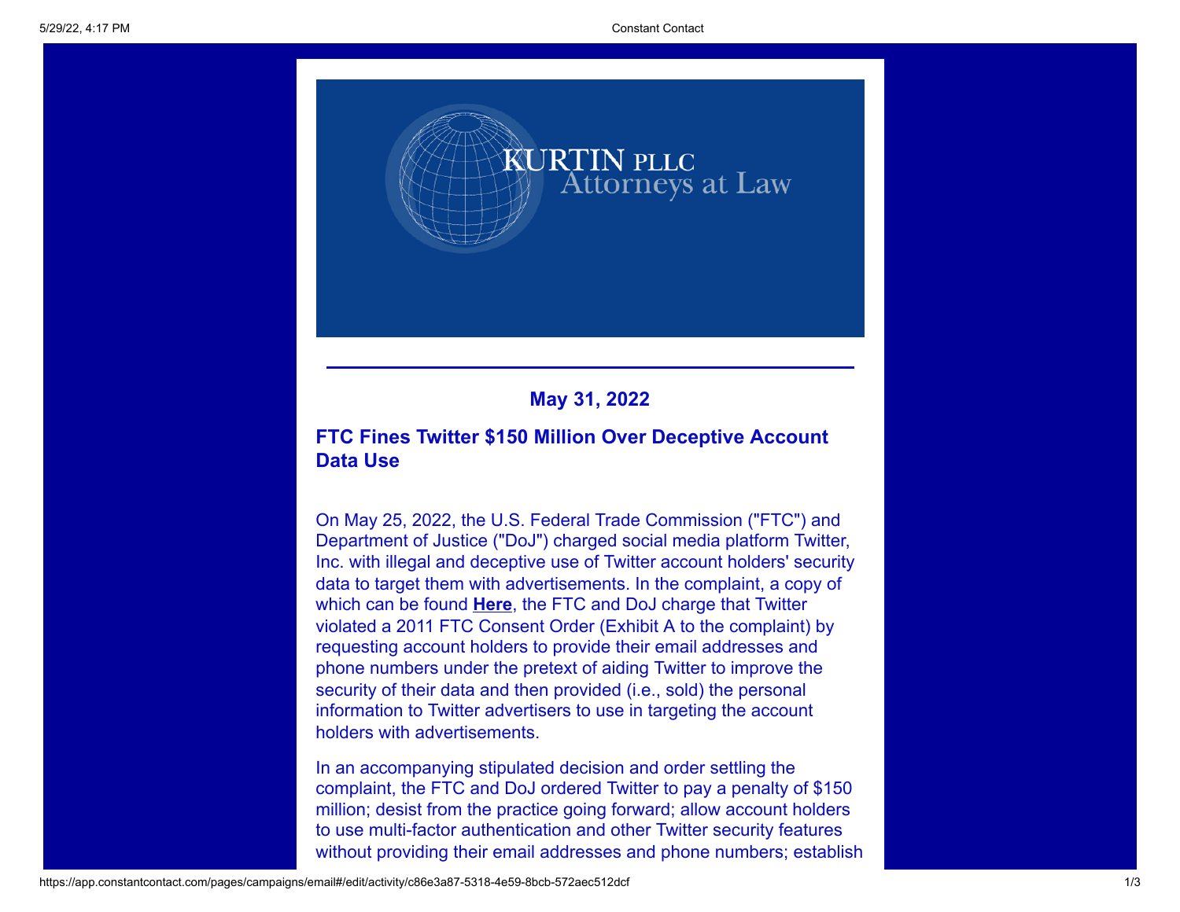KURTIN PLLC
Attorneys at Law

**May 31, 2022**

## FTC Fines Twitter $150 Million Over Deceptive Account Data Use

On May 25, 2022, the U.S. Federal Trade Commission ("FTC") and Department of Justice ("DoJ") charged social media platform Twitter, Inc. with illegal and deceptive use of Twitter account holders' security data to target them with advertisements. In the complaint, a copy of which can be found **Here**, the FTC and DoJ charge that Twitter violated a 2011 FTC Consent Order (Exhibit A to the complaint) by requesting account holders to provide their email addresses and phone numbers under the pretext of aiding Twitter to improve the security of their data and then provided (i.e., sold) the personal information to Twitter advertisers to use in targeting the account holders with advertisements.

In an accompanying stipulated decision and order settling the complaint, the FTC and DoJ ordered Twitter to pay a penalty of $150 million; desist from the practice going forward; allow account holders to use multi-factor authentication and other Twitter security features without providing their email addresses and phone numbers; establish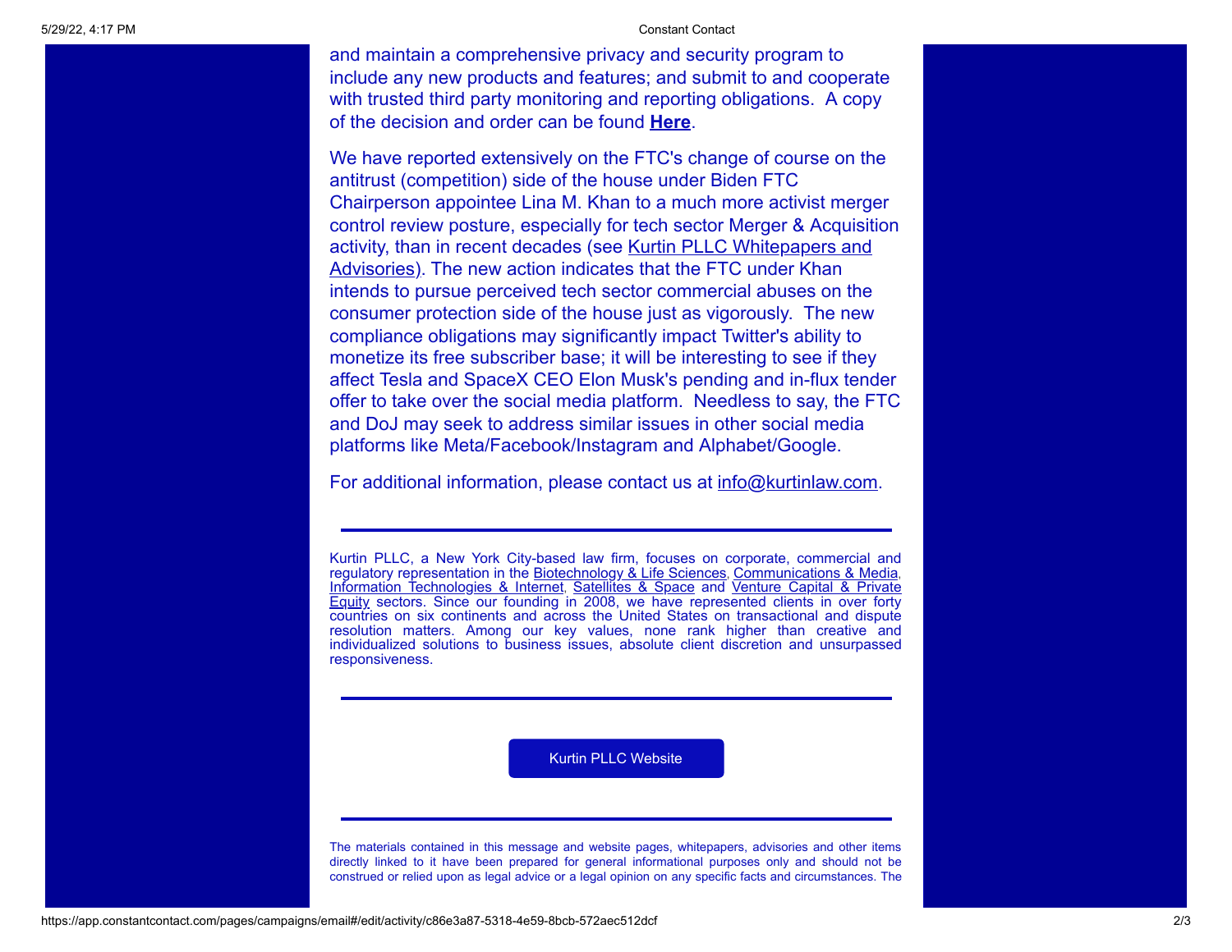and maintain a comprehensive privacy and security program to include any new products and features; and submit to and cooperate with trusted third party monitoring and reporting obligations. A copy of the decision and order can be found **Here**.

We have reported extensively on the FTC's change of course on the antitrust (competition) side of the house under Biden FTC Chairperson appointee Lina M. Khan to a much more activist merger control review posture, especially for tech sector Merger & Acquisition activity, than in recent decades (see Kurtin PLLC Whitepapers and Advisories). The new action indicates that the FTC under Khan intends to pursue perceived tech sector commercial abuses on the consumer protection side of the house just as vigorously. The new compliance obligations may significantly impact Twitter's ability to monetize its free subscriber base; it will be interesting to see if they affect Tesla and SpaceX CEO Elon Musk's pending and in-flux tender offer to take over the social media platform. Needless to say, the FTC and DoJ may seek to address similar issues in other social media platforms like Meta/Facebook/Instagram and Alphabet/Google.

For additional information, please contact us at info@kurtinlaw.com.

---

Kurtin PLLC, a New York City-based law firm, focuses on corporate, commercial and regulatory representation in the Biotechnology & Life Sciences, Communications & Media, Information Technologies & Internet, Satellites & Space and Venture Capital & Private Equity sectors. Since our founding in 2008, we have represented clients in over forty countries on six continents and across the United States on transactional and dispute resolution matters. Among our key values, none rank higher than creative and individualized solutions to business issues, absolute client discretion and unsurpassed responsiveness.

---

Kurtin PLLC Website

---

The materials contained in this message and website pages, whitepapers, advisories and other items directly linked to it have been prepared for general informational purposes only and should not be construed or relied upon as legal advice or a legal opinion on any specific facts and circumstances. The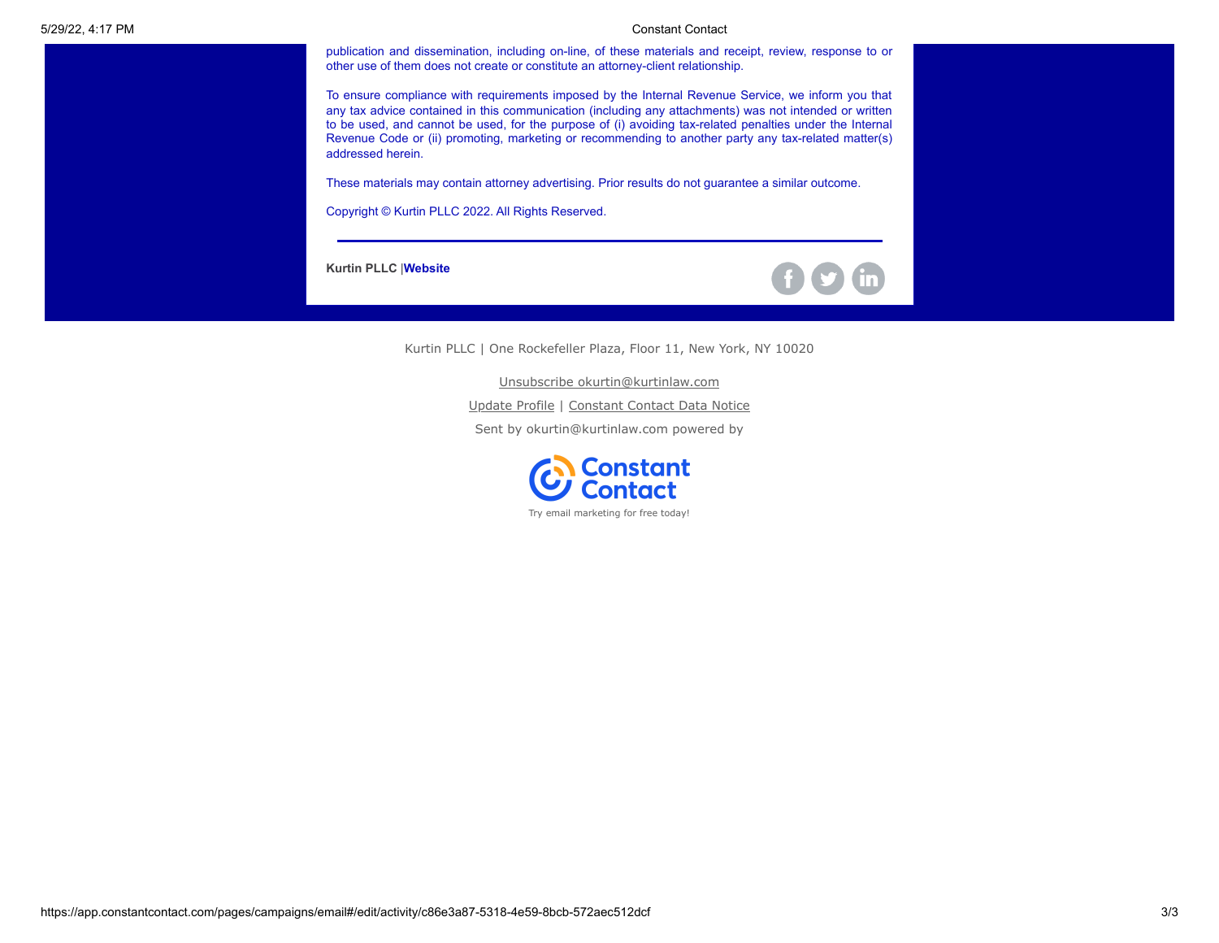publication and dissemination, including on-line, of these materials and receipt, review, response to or other use of them does not create or constitute an attorney-client relationship.

To ensure compliance with requirements imposed by the Internal Revenue Service, we inform you that any tax advice contained in this communication (including any attachments) was not intended or written to be used, and cannot be used, for the purpose of (i) avoiding tax-related penalties under the Internal Revenue Code or (ii) promoting, marketing or recommending to another party any tax-related matter(s) addressed herein.

These materials may contain attorney advertising. Prior results do not guarantee a similar outcome.

Copyright © Kurtin PLLC 2022. All Rights Reserved.

---

**Kurtin PLLC** |**Website**

Kurtin PLLC | One Rockefeller Plaza, Floor 11, New York, NY 10020

Unsubscribe okurtin@kurtinlaw.com

Update Profile | Constant Contact Data Notice

Sent by okurtin@kurtinlaw.com powered by

Constant Contact

Try email marketing for free today!